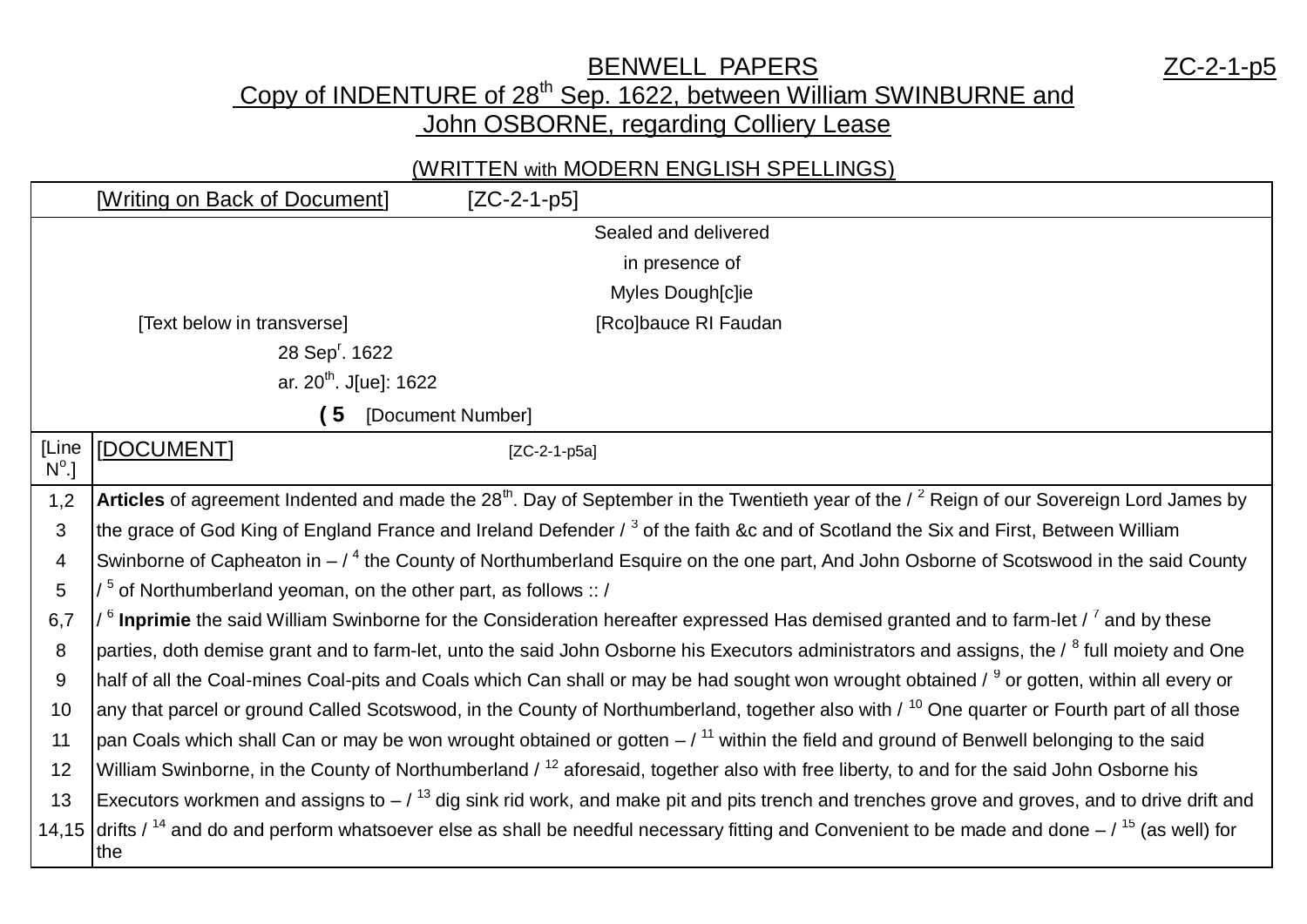# BENWELL PAPERS

ZC-2-1-p5

## Copy of INDENTURE of 28th Sep. 1622, between William SWINBURNE and John OSBORNE, regarding Colliery Lease

(WRITTEN with MODERN ENGLISH SPELLINGS)

| | [Writing on Back of Document] [ZC-2-1-p5] |
|---|---|
| | Sealed and delivered<br>in presence of<br>Myles Dough[c]ie<br>[Text below in transverse] [Rco]bauce RI Faudan<br>28 Sepr. 1622<br>ar. 20th. J[ue]: 1622<br>**( 5** [Document Number] |
| [Line No.] | [DOCUMENT] [ZC-2-1-p5a] |
| 1,2 | **Articles** of agreement Indented and made the 28th. Day of September in the Twentieth year of the / [2] Reign of our Sovereign Lord James by |
| 3 | the grace of God King of England France and Ireland Defender / [3] of the faith &c and of Scotland the Six and First, Between William |
| 4 | Swinborne of Capheaton in – / [4] the County of Northumberland Esquire on the one part, And John Osborne of Scotswood in the said County |
| 5 | / [5] of Northumberland yeoman, on the other part, as follows :: / |
| 6,7 | / [6] **Inprimie** the said William Swinborne for the Consideration hereafter expressed Has demised granted and to farm-let / [7] and by these |
| 8 | parties, doth demise grant and to farm-let, unto the said John Osborne his Executors administrators and assigns, the / [8] full moiety and One |
| 9 | half of all the Coal-mines Coal-pits and Coals which Can shall or may be had sought won wrought obtained / [9] or gotten, within all every or |
| 10 | any that parcel or ground Called Scotswood, in the County of Northumberland, together also with / [10] One quarter or Fourth part of all those |
| 11 | pan Coals which shall Can or may be won wrought obtained or gotten – / [11] within the field and ground of Benwell belonging to the said |
| 12 | William Swinborne, in the County of Northumberland / [12] aforesaid, together also with free liberty, to and for the said John Osborne his |
| 13 | Executors workmen and assigns to – / [13] dig sink rid work, and make pit and pits trench and trenches grove and groves, and to drive drift and |
| 14,15 | drifts / [14] and do and perform whatsoever else as shall be needful necessary fitting and Convenient to be made and done – / [15] (as well) for the |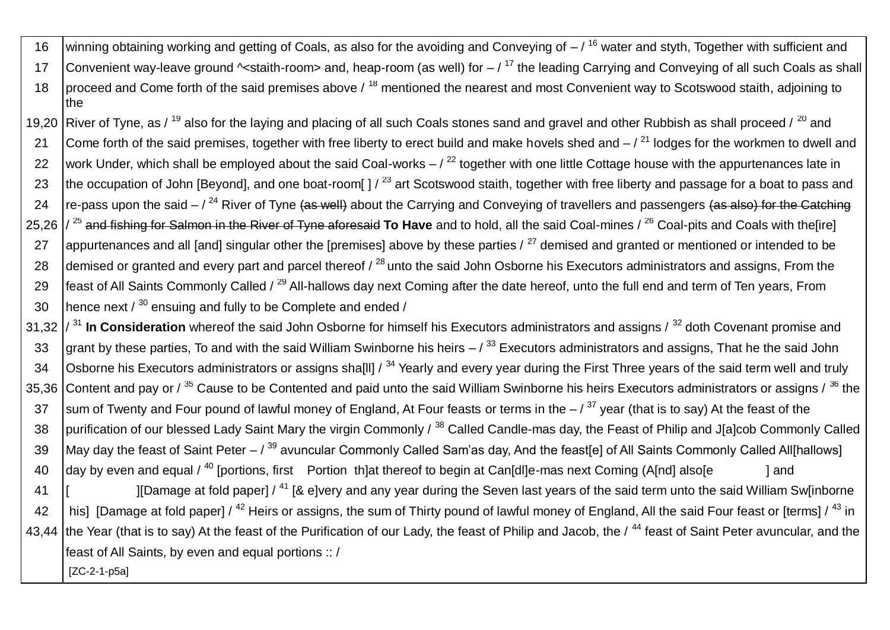| | |
|---|---|
| 16 | winning obtaining working and getting of Coals, as also for the avoiding and Conveying of – / [16] water and styth, Together with sufficient and |
| 17 | Convenient way-leave ground ^<staith-room> and, heap-room (as well) for – / [17] the leading Carrying and Conveying of all such Coals as shall |
| 18 | proceed and Come forth of the said premises above / [18] mentioned the nearest and most Convenient way to Scotswood staith, adjoining to the |
| 19,20 | River of Tyne, as / [19] also for the laying and placing of all such Coals stones sand and gravel and other Rubbish as shall proceed / [20] and |
| 21 | Come forth of the said premises, together with free liberty to erect build and make hovels shed and – / [21] lodges for the workmen to dwell and |
| 22 | work Under, which shall be employed about the said Coal-works – / [22] together with one little Cottage house with the appurtenances late in |
| 23 | the occupation of John [Beyond], and one boat-room[ ] / [23] art Scotswood staith, together with free liberty and passage for a boat to pass and |
| 24 | re-pass upon the said – / [24] River of Tyne ~~(as well)~~ about the Carrying and Conveying of travellers and passengers ~~(as also) for the Catching~~ |
| 25,26 | / [25] ~~and fishing for Salmon in the River of Tyne aforesaid~~ **To Have** and to hold, all the said Coal-mines / [26] Coal-pits and Coals with the[ire] |
| 27 | appurtenances and all [and] singular other the [premises] above by these parties / [27] demised and granted or mentioned or intended to be |
| 28 | demised or granted and every part and parcel thereof / [28] unto the said John Osborne his Executors administrators and assigns, From the |
| 29 | feast of All Saints Commonly Called / [29] All-hallows day next Coming after the date hereof, unto the full end and term of Ten years, From |
| 30 | hence next / [30] ensuing and fully to be Complete and ended / |
| 31,32 | / [31] **In Consideration** whereof the said John Osborne for himself his Executors administrators and assigns / [32] doth Covenant promise and |
| 33 | grant by these parties, To and with the said William Swinborne his heirs – / [33] Executors administrators and assigns, That he the said John |
| 34 | Osborne his Executors administrators or assigns sha[ll] / [34] Yearly and every year during the First Three years of the said term well and truly |
| 35,36 | Content and pay or / [35] Cause to be Contented and paid unto the said William Swinborne his heirs Executors administrators or assigns / [36] the |
| 37 | sum of Twenty and Four pound of lawful money of England, At Four feasts or terms in the – / [37] year (that is to say) At the feast of the |
| 38 | purification of our blessed Lady Saint Mary the virgin Commonly / [38] Called Candle-mas day, the Feast of Philip and J[a]cob Commonly Called |
| 39 | May day the feast of Saint Peter – / [39] avuncular Commonly Called Sam'as day, And the feast[e] of All Saints Commonly Called All[hallows] |
| 40 | day by even and equal / [40] [portions, first Portion th]at thereof to begin at Can[dl]e-mas next Coming (A[nd] also[e ] and |
| 41 | [ ][Damage at fold paper] / [41] [& e]very and any year during the Seven last years of the said term unto the said William Sw[inborne |
| 42 | his] [Damage at fold paper] / [42] Heirs or assigns, the sum of Thirty pound of lawful money of England, All the said Four feast or [terms] / [43] in |
| 43,44 | the Year (that is to say) At the feast of the Purification of our Lady, the feast of Philip and Jacob, the / [44] feast of Saint Peter avuncular, and the |
| | feast of All Saints, by even and equal portions :: / |
| | [ZC-2-1-p5a] |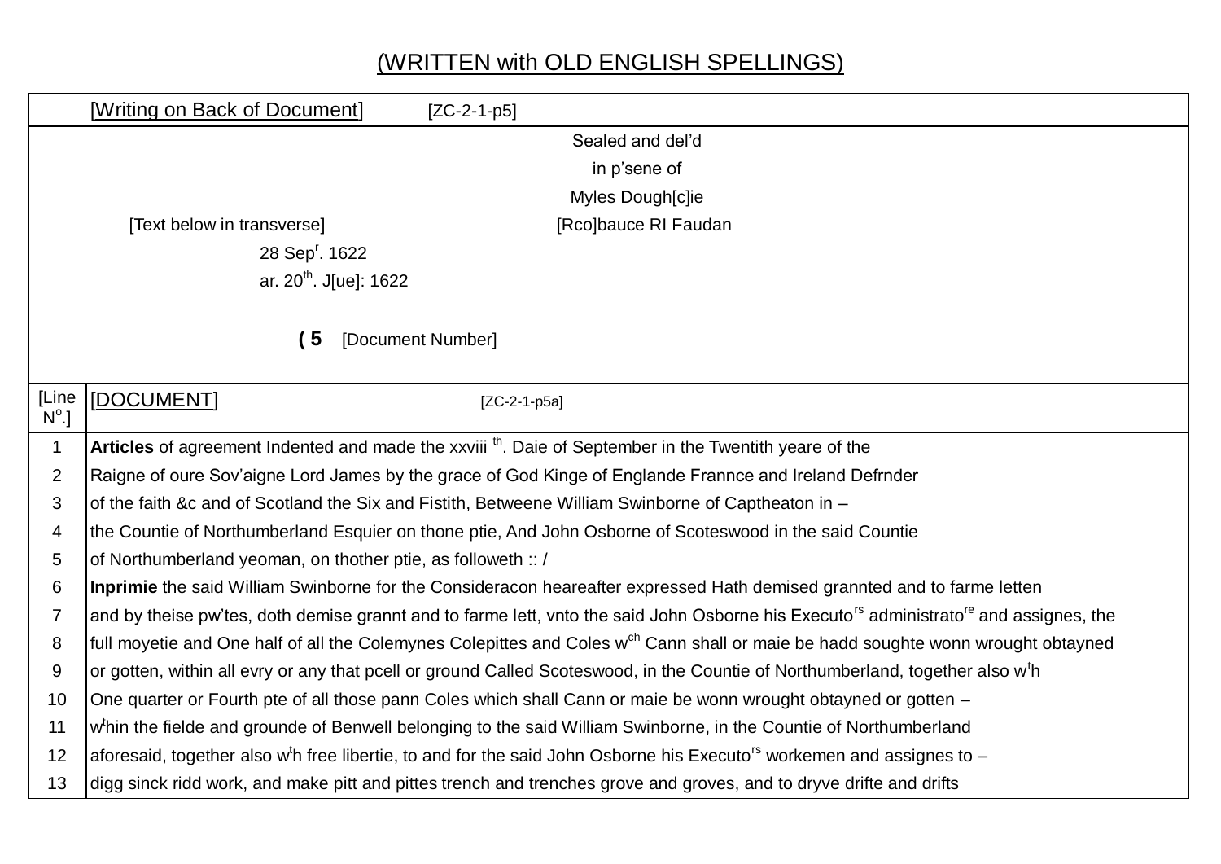(WRITTEN with OLD ENGLISH SPELLINGS)

| [Writing on Back of Document] [ZC-2-1-p5] | |
|---|---|
| Sealed and del'd<br>in p'sene of<br>Myles Dough[c]ie<br>[Text below in transverse] [Rco]bauce RI Faudan<br>28 Sep$^{r}$. 1622<br>ar. 20$^{th}$. J[ue]: 1622<br><br>**( 5** [Document Number] | |

| [Line N$^{o}$.] | [DOCUMENT] [ZC-2-1-p5a] |
|---|---|
| 1 | **Articles** of agreement Indented and made the xxviii $^{th}$. Daie of September in the Twentith yeare of the |
| 2 | Raigne of oure Sov'aigne Lord James by the grace of God Kinge of Englande Frannce and Ireland Defrnder |
| 3 | of the faith &c and of Scotland the Six and Fistith, Betweene William Swinborne of Captheaton in – |
| 4 | the Countie of Northumberland Esquier on thone ptie, And John Osborne of Scoteswood in the said Countie |
| 5 | of Northumberland yeoman, on thother ptie, as followeth :: / |
| 6 | **Inprimie** the said William Swinborne for the Consideracon heareafter expressed Hath demised grannted and to farme letten |
| 7 | and by theise pw'tes, doth demise grannt and to farme lett, vnto the said John Osborne his Executo$^{rs}$ administrato$^{re}$ and assignes, the |
| 8 | full moyetie and One half of all the Colemynes Colepittes and Coles w$^{ch}$ Cann shall or maie be hadd soughte wonn wrought obtayned |
| 9 | or gotten, within all evry or any that pcell or ground Called Scoteswood, in the Countie of Northumberland, together also w$^{t}$h |
| 10 | One quarter or Fourth pte of all those pann Coles which shall Cann or maie be wonn wrought obtayned or gotten – |
| 11 | w$^{t}$hin the fielde and grounde of Benwell belonging to the said William Swinborne, in the Countie of Northumberland |
| 12 | aforesaid, together also w$^{t}$h free libertie, to and for the said John Osborne his Executo$^{rs}$ workemen and assignes to – |
| 13 | digg sinck ridd work, and make pitt and pittes trench and trenches grove and groves, and to dryve drifte and drifts |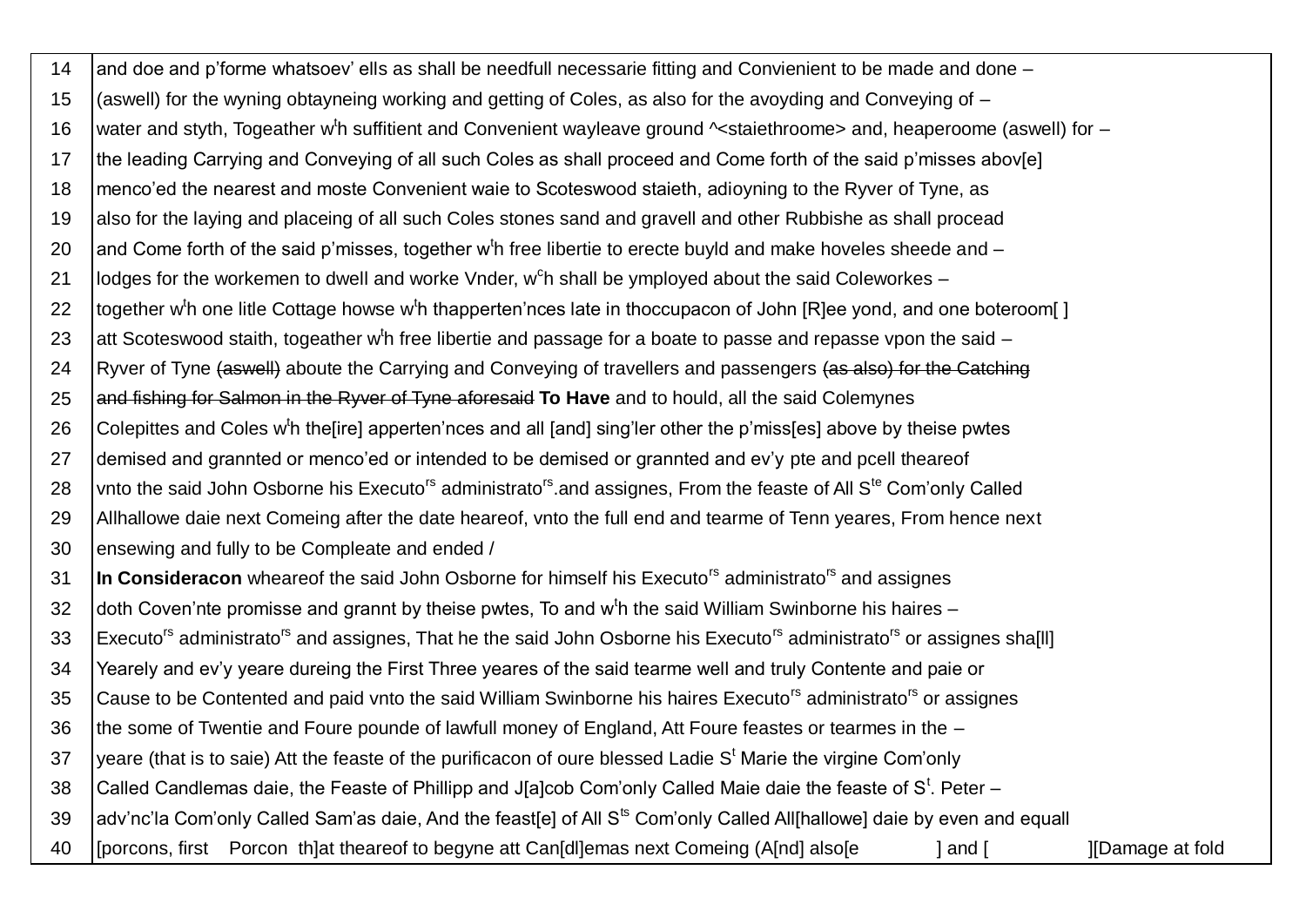| 14 | and doe and p'forme whatsoev' ells as shall be needfull necessarie fitting and Convienient to be made and done – |
|---|---|
| 15 | (aswell) for the wyning obtayneing working and getting of Coles, as also for the avoyding and Conveying of – |
| 16 | water and styth, Togeather w$^{t}$h suffitient and Convenient wayleave ground ^<staiethroome> and, heaperoome (aswell) for – |
| 17 | the leading Carrying and Conveying of all such Coles as shall proceed and Come forth of the said p'misses abov[e] |
| 18 | menco'ed the nearest and moste Convenient waie to Scoteswood staieth, adioyning to the Ryver of Tyne, as |
| 19 | also for the laying and placeing of all such Coles stones sand and gravell and other Rubbishe as shall procead |
| 20 | and Come forth of the said p'misses, together w$^{t}$h free libertie to erecte buyld and make hoveles sheede and – |
| 21 | lodges for the workemen to dwell and worke Vnder, w$^{c}$h shall be ymployed about the said Coleworkes – |
| 22 | together w$^{t}$h one litle Cottage howse w$^{t}$h thapperten'nces late in thoccupacon of John [R]ee yond, and one boteroom[ ] |
| 23 | att Scoteswood staith, togeather w$^{t}$h free libertie and passage for a boate to passe and repasse vpon the said – |
| 24 | Ryver of Tyne ~~(aswell)~~ aboute the Carrying and Conveying of travellers and passengers ~~(as also) for the Catching~~ |
| 25 | ~~and fishing for Salmon in the Ryver of Tyne aforesaid~~ **To Have** and to hould, all the said Colemynes |
| 26 | Colepittes and Coles w$^{t}$h the[ire] apperten'nces and all [and] sing'ler other the p'miss[es] above by theise pwtes |
| 27 | demised and grannted or menco'ed or intended to be demised or grannted and ev'y pte and pcell theareof |
| 28 | vnto the said John Osborne his Executo$^{rs}$ administrato$^{rs}$.and assignes, From the feaste of All S$^{te}$ Com'only Called |
| 29 | Allhallowe daie next Comeing after the date heareof, vnto the full end and tearme of Tenn yeares, From hence next |
| 30 | ensewing and fully to be Compleate and ended / |
| 31 | **In Consideracon** wheareof the said John Osborne for himself his Executo$^{rs}$ administrato$^{rs}$ and assignes |
| 32 | doth Coven'nte promisse and grannt by theise pwtes, To and w$^{t}$h the said William Swinborne his haires – |
| 33 | Executo$^{rs}$ administrato$^{rs}$ and assignes, That he the said John Osborne his Executo$^{rs}$ administrato$^{rs}$ or assignes sha[ll] |
| 34 | Yearely and ev'y yeare dureing the First Three yeares of the said tearme well and truly Contente and paie or |
| 35 | Cause to be Contented and paid vnto the said William Swinborne his haires Executo$^{rs}$ administrato$^{rs}$ or assignes |
| 36 | the some of Twentie and Foure pounde of lawfull money of England, Att Foure feastes or tearmes in the – |
| 37 | yeare (that is to saie) Att the feaste of the purificacon of oure blessed Ladie S$^{t}$ Marie the virgine Com'only |
| 38 | Called Candlemas daie, the Feaste of Phillipp and J[a]cob Com'only Called Maie daie the feaste of S$^{t}$. Peter – |
| 39 | adv'nc'la Com'only Called Sam'as daie, And the feast[e] of All S$^{ts}$ Com'only Called All[hallowe] daie by even and equall |
| 40 | [porcons, first Porcon th]at theareof to begyne att Can[dl]emas next Comeing (A[nd] also[e ] and [ ][Damage at fold |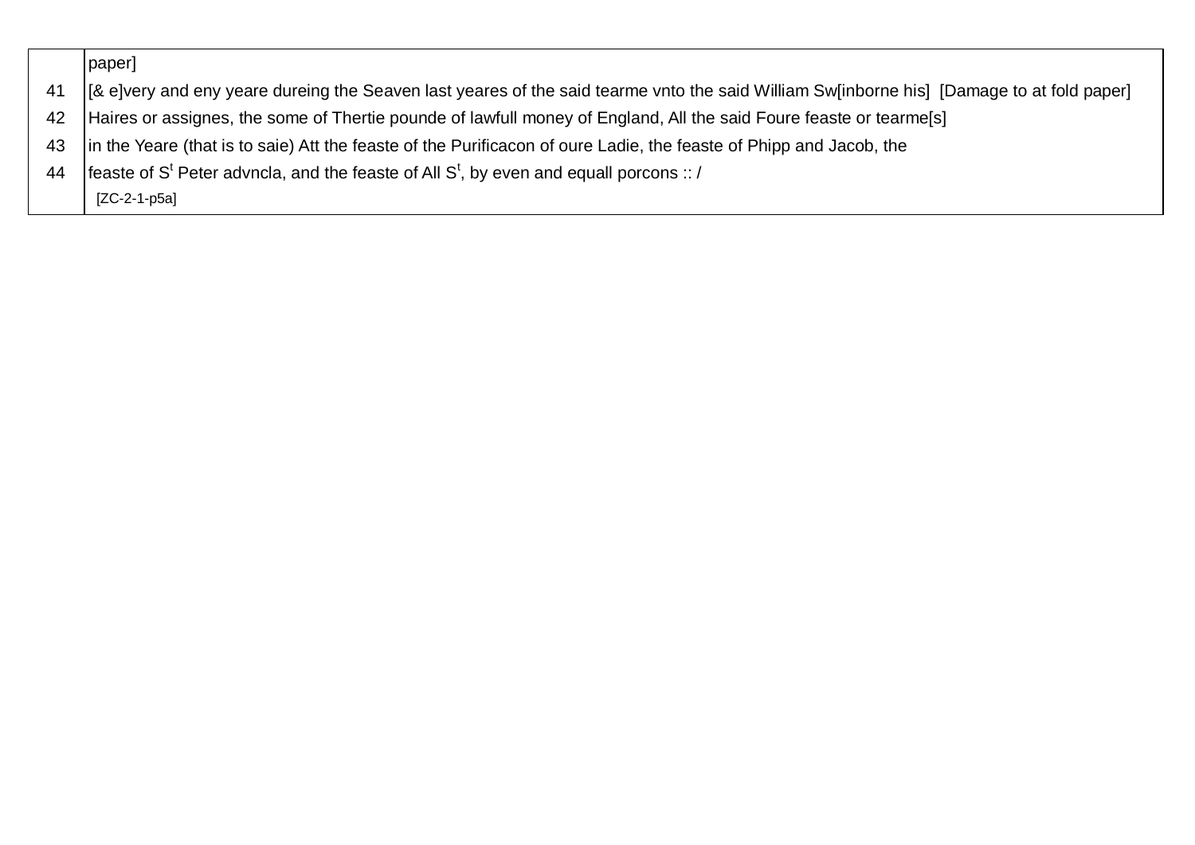| | |
|---|---|
| | paper] |
| 41 | [& e]very and eny yeare dureing the Seaven last yeares of the said tearme vnto the said William Sw[inborne his]  [Damage to at fold paper] |
| 42 | Haires or assignes, the some of Thertie pounde of lawfull money of England, All the said Foure feaste or tearme[s] |
| 43 | in the Yeare (that is to saie) Att the feaste of the Purificacon of oure Ladie, the feaste of Phipp and Jacob, the |
| 44 | feaste of S[t] Peter advncla, and the feaste of All S[t], by even and equall porcons :: / |
| | [ZC-2-1-p5a] |